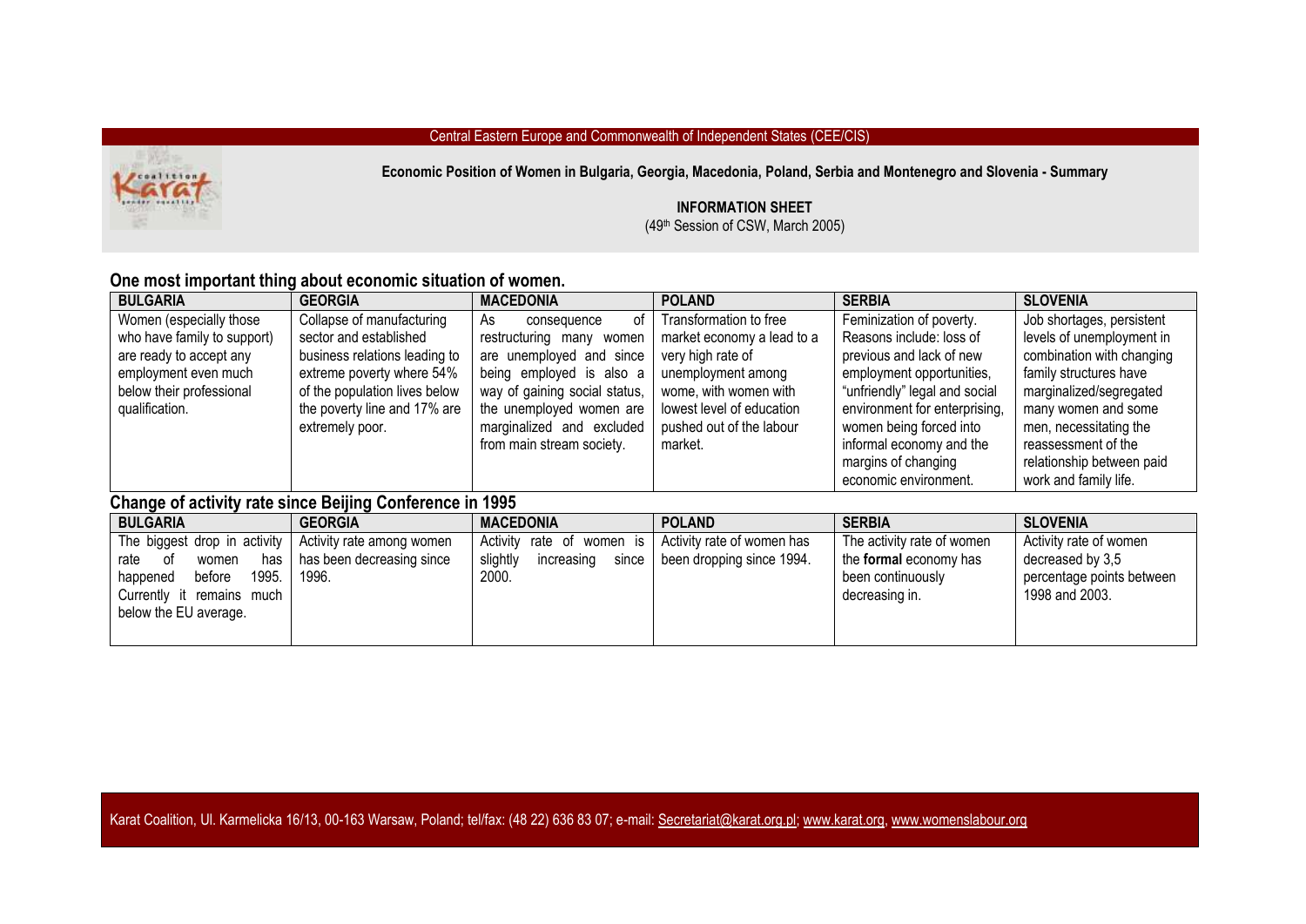Central Eastern Europe and Commonwealth of Independent States (CEE/CIS)

**Economic Position of Women in Bulgaria, Georgia, Macedonia, Poland, Serbia and Montenegro and Slovenia - Summary**

**INFORMATION SHEET**

(49th Session of CSW, March 2005)

## One most important thing about economic situation of women.

| BULGARIA | GEORGIA | MACEDONIA | POLAND | SERBIA | SLOVENIA |
|---|---|---|---|---|---|
| Women (especially those who have family to support) are ready to accept any employment even much below their professional qualification. | Collapse of manufacturing sector and established business relations leading to extreme poverty where 54% of the population lives below the poverty line and 17% are extremely poor. | As consequence of restructuring many women are unemployed and since being employed is also a way of gaining social status, the unemployed women are marginalized and excluded from main stream society. | Transformation to free market economy a lead to a very high rate of unemployment among wome, with women with lowest level of education pushed out of the labour market. | Feminization of poverty. Reasons include: loss of previous and lack of new employment opportunities, "unfriendly" legal and social environment for enterprising, women being forced into informal economy and the margins of changing economic environment. | Job shortages, persistent levels of unemployment in combination with changing family structures have marginalized/segregated many women and some men, necessitating the reassessment of the relationship between paid work and family life. |

## Change of activity rate since Beijing Conference in 1995

| BULGARIA | GEORGIA | MACEDONIA | POLAND | SERBIA | SLOVENIA |
|---|---|---|---|---|---|
| The biggest drop in activity rate of women has happened before 1995. Currently it remains much below the EU average. | Activity rate among women has been decreasing since 1996. | Activity rate of women is slightly increasing since 2000. | Activity rate of women has been dropping since 1994. | The activity rate of women the **formal** economy has been continuously decreasing in. | Activity rate of women decreased by 3,5 percentage points between 1998 and 2003. |

Karat Coalition, Ul. Karmelicka 16/13, 00-163 Warsaw, Poland; tel/fax: (48 22) 636 83 07; e-mail: Secretariat@karat.org.pl; www.karat.org, www.womenslabour.org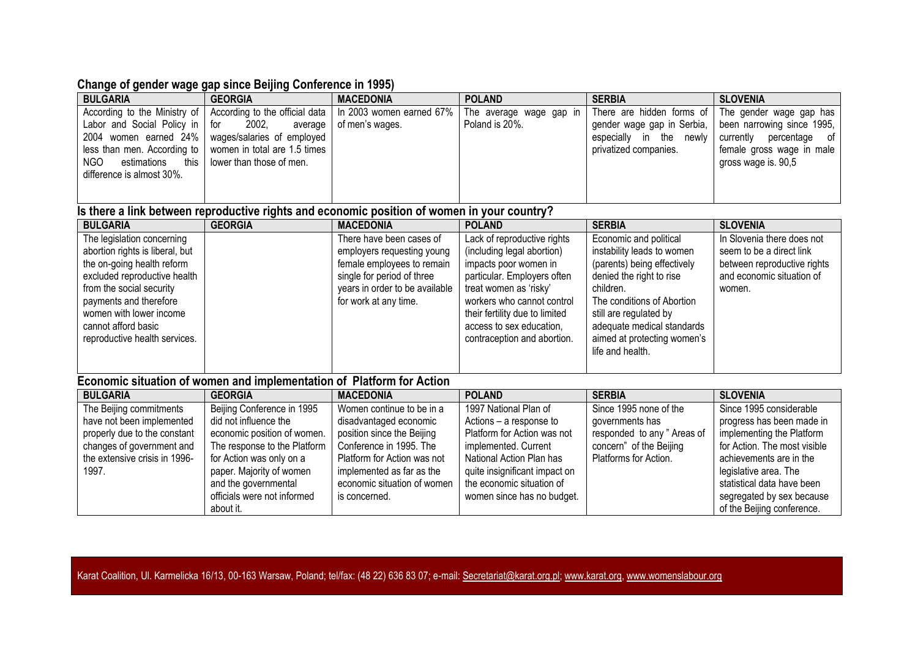## Change of gender wage gap since Beijing Conference in 1995)

| BULGARIA | GEORGIA | MACEDONIA | POLAND | SERBIA | SLOVENIA |
|---|---|---|---|---|---|
| According to the Ministry of Labor and Social Policy in 2004 women earned 24% less than men. According to NGO estimations this difference is almost 30%. | According to the official data for 2002, average wages/salaries of employed women in total are 1.5 times lower than those of men. | In 2003 women earned 67% of men's wages. | The average wage gap in Poland is 20%. | There are hidden forms of gender wage gap in Serbia, especially in the newly privatized companies. | The gender wage gap has been narrowing since 1995, currently percentage of female gross wage in male gross wage is. 90,5 |

## Is there a link between reproductive rights and economic position of women in your country?

| BULGARIA | GEORGIA | MACEDONIA | POLAND | SERBIA | SLOVENIA |
|---|---|---|---|---|---|
| The legislation concerning abortion rights is liberal, but the on-going health reform excluded reproductive health from the social security payments and therefore women with lower income cannot afford basic reproductive health services. | | There have been cases of employers requesting young female employees to remain single for period of three years in order to be available for work at any time. | Lack of reproductive rights (including legal abortion) impacts poor women in particular. Employers often treat women as 'risky' workers who cannot control their fertility due to limited access to sex education, contraception and abortion. | Economic and political instability leads to women (parents) being effectively denied the right to rise children. The conditions of Abortion still are regulated by adequate medical standards aimed at protecting women's life and health. | In Slovenia there does not seem to be a direct link between reproductive rights and economic situation of women. |

## Economic situation of women and implementation of Platform for Action

| BULGARIA | GEORGIA | MACEDONIA | POLAND | SERBIA | SLOVENIA |
|---|---|---|---|---|---|
| The Beijing commitments have not been implemented properly due to the constant changes of government and the extensive crisis in 1996-1997. | Beijing Conference in 1995 did not influence the economic position of women. The response to the Platform for Action was only on a paper. Majority of women and the governmental officials were not informed about it. | Women continue to be in a disadvantaged economic position since the Beijing Conference in 1995. The Platform for Action was not implemented as far as the economic situation of women is concerned. | 1997 National Plan of Actions – a response to Platform for Action was not implemented. Current National Action Plan has quite insignificant impact on the economic situation of women since has no budget. | Since 1995 none of the governments has responded to any " Areas of concern" of the Beijing Platforms for Action. | Since 1995 considerable progress has been made in implementing the Platform for Action. The most visible achievements are in the legislative area. The statistical data have been segregated by sex because of the Beijing conference. |

Karat Coalition, Ul. Karmelicka 16/13, 00-163 Warsaw, Poland; tel/fax: (48 22) 636 83 07; e-mail: Secretariat@karat.org.pl; www.karat.org, www.womenslabour.org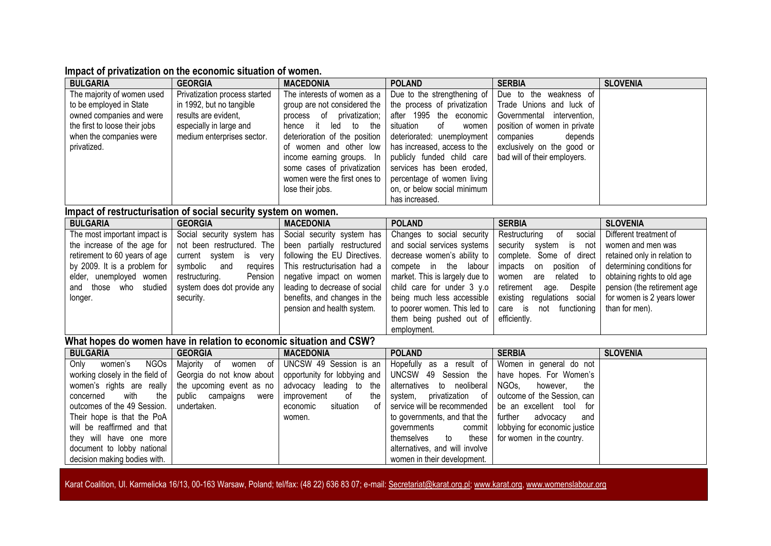**Impact of privatization on the economic situation of women.**

| BULGARIA | GEORGIA | MACEDONIA | POLAND | SERBIA | SLOVENIA |
|---|---|---|---|---|---|
| The majority of women used to be employed in State owned companies and were the first to loose their jobs when the companies were privatized. | Privatization process started in 1992, but no tangible results are evident, especially in large and medium enterprises sector. | The interests of women as a group are not considered the process of privatization; hence it led to the deterioration of the position of women and other low income earning groups. In some cases of privatization women were the first ones to lose their jobs. | Due to the strengthening of the process of privatization after 1995 the economic situation of women deteriorated: unemployment has increased, access to the publicly funded child care services has been eroded, percentage of women living on, or below social minimum has increased. | Due to the weakness of Trade Unions and luck of Governmental intervention, position of women in private companies depends exclusively on the good or bad will of their employers. | |

**Impact of restructurisation of social security system on women.**

| BULGARIA | GEORGIA | MACEDONIA | POLAND | SERBIA | SLOVENIA |
|---|---|---|---|---|---|
| The most important impact is the increase of the age for retirement to 60 years of age by 2009. It is a problem for elder, unemployed women and those who studied longer. | Social security system has not been restructured. The current system is very symbolic and requires restructuring. Pension system does dot provide any security. | Social security system has been partially restructured following the EU Directives. This restructurisation had a negative impact on women leading to decrease of social benefits, and changes in the pension and health system. | Changes to social security and social services systems decrease women's ability to compete in the labour market. This is largely due to child care for under 3 y.o being much less accessible to poorer women. This led to them being pushed out of employment. | Restructuring of social security system is not complete. Some of direct impacts on position of women are related to retirement age. Despite existing regulations social care is not functioning efficiently. | Different treatment of women and men was retained only in relation to determining conditions for obtaining rights to old age pension (the retirement age for women is 2 years lower than for men). |

**What hopes do women have in relation to economic situation and CSW?**

| BULGARIA | GEORGIA | MACEDONIA | POLAND | SERBIA | SLOVENIA |
|---|---|---|---|---|---|
| Only women's NGOs working closely in the field of women's rights are really concerned with the outcomes of the 49 Session. Their hope is that the PoA will be reaffirmed and that they will have one more document to lobby national decision making bodies with. | Majority of women of Georgia do not know about the upcoming event as no public campaigns were undertaken. | UNCSW 49 Session is an opportunity for lobbying and advocacy leading to the improvement of the economic situation of women. | Hopefully as a result of UNCSW 49 Session the alternatives to neoliberal system, privatization of service will be recommended to governments, and that the governments commit themselves to these alternatives, and will involve women in their development. | Women in general do not have hopes. For Women's NGOs, however, the outcome of the Session, can be an excellent tool for further advocacy and lobbying for economic justice for women in the country. | |

Karat Coalition, Ul. Karmelicka 16/13, 00-163 Warsaw, Poland; tel/fax: (48 22) 636 83 07; e-mail: Secretariat@karat.org.pl; www.karat.org, www.womenslabour.org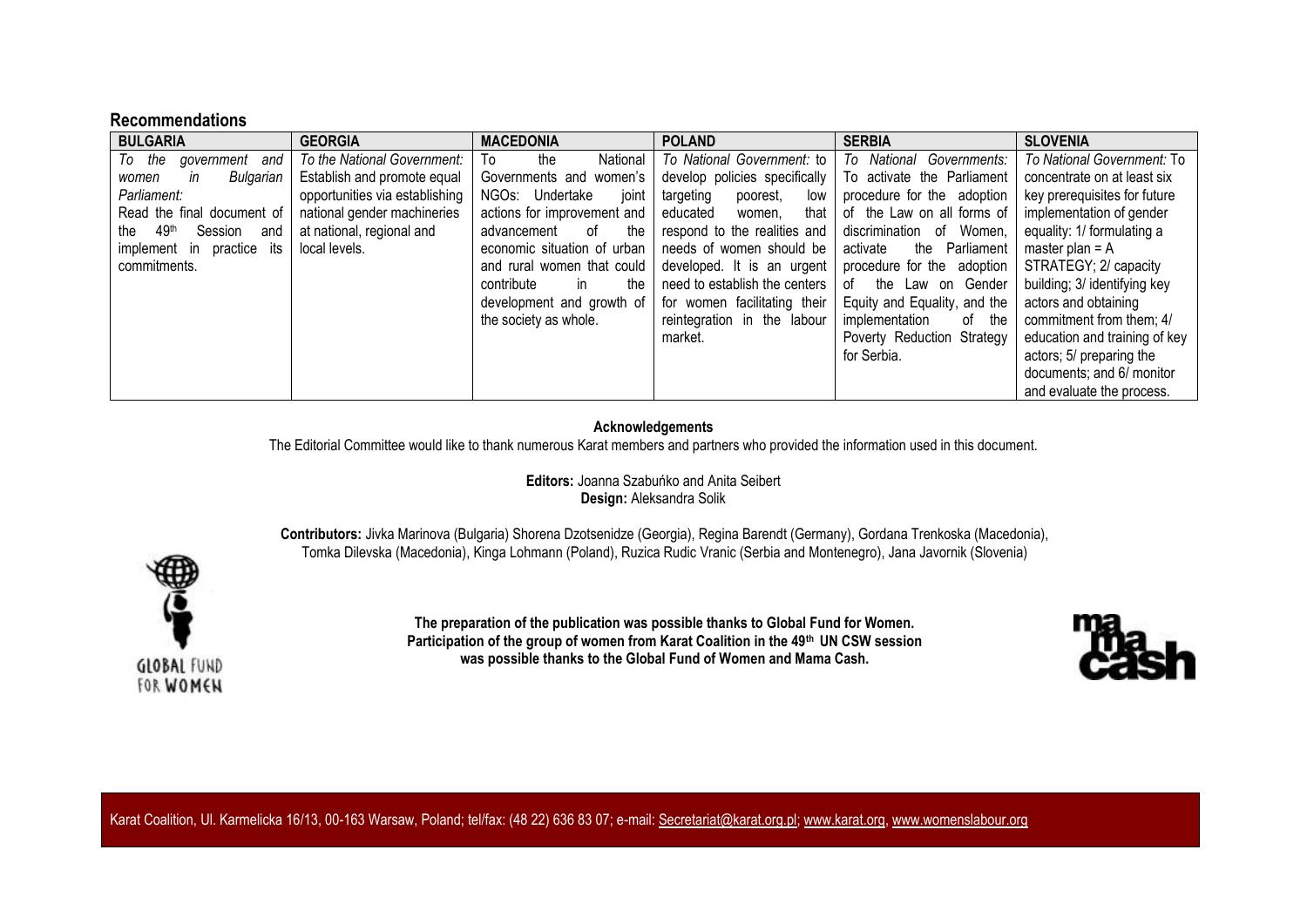## Recommendations

| BULGARIA | GEORGIA | MACEDONIA | POLAND | SERBIA | SLOVENIA |
|---|---|---|---|---|---|
| *To the government and women in Bulgarian Parliament:* Read the final document of the 49th Session and implement in practice its commitments. | *To the National Government:* Establish and promote equal opportunities via establishing national gender machineries at national, regional and local levels. | To the National Governments and women's NGOs: Undertake joint actions for improvement and advancement of the economic situation of urban and rural women that could contribute in the development and growth of the society as whole. | *To National Government:* to develop policies specifically targeting poorest, low educated women, that respond to the realities and needs of women should be developed. It is an urgent need to establish the centers for women facilitating their reintegration in the labour market. | *To National Governments:* To activate the Parliament procedure for the adoption of the Law on all forms of discrimination of Women, activate the Parliament procedure for the adoption of the Law on Gender Equity and Equality, and the implementation of the Poverty Reduction Strategy for Serbia. | *To National Government:* To concentrate on at least six key prerequisites for future implementation of gender equality: 1/ formulating a master plan = A STRATEGY; 2/ capacity building; 3/ identifying key actors and obtaining commitment from them; 4/ education and training of key actors; 5/ preparing the documents; and 6/ monitor and evaluate the process. |

**Acknowledgements**

The Editorial Committee would like to thank numerous Karat members and partners who provided the information used in this document.

**Editors:** Joanna Szabuńko and Anita Seibert
**Design:** Aleksandra Solik

**Contributors:** Jivka Marinova (Bulgaria) Shorena Dzotsenidze (Georgia), Regina Barendt (Germany), Gordana Trenkoska (Macedonia), Tomka Dilevska (Macedonia), Kinga Lohmann (Poland), Ruzica Rudic Vranic (Serbia and Montenegro), Jana Javornik (Slovenia)

GLOBAL FUND FOR WOMEN

**The preparation of the publication was possible thanks to Global Fund for Women. Participation of the group of women from Karat Coalition in the 49th UN CSW session was possible thanks to the Global Fund of Women and Mama Cash.**

mama cash

Karat Coalition, Ul. Karmelicka 16/13, 00-163 Warsaw, Poland; tel/fax: (48 22) 636 83 07; e-mail: Secretariat@karat.org.pl; www.karat.org, www.womenslabour.org